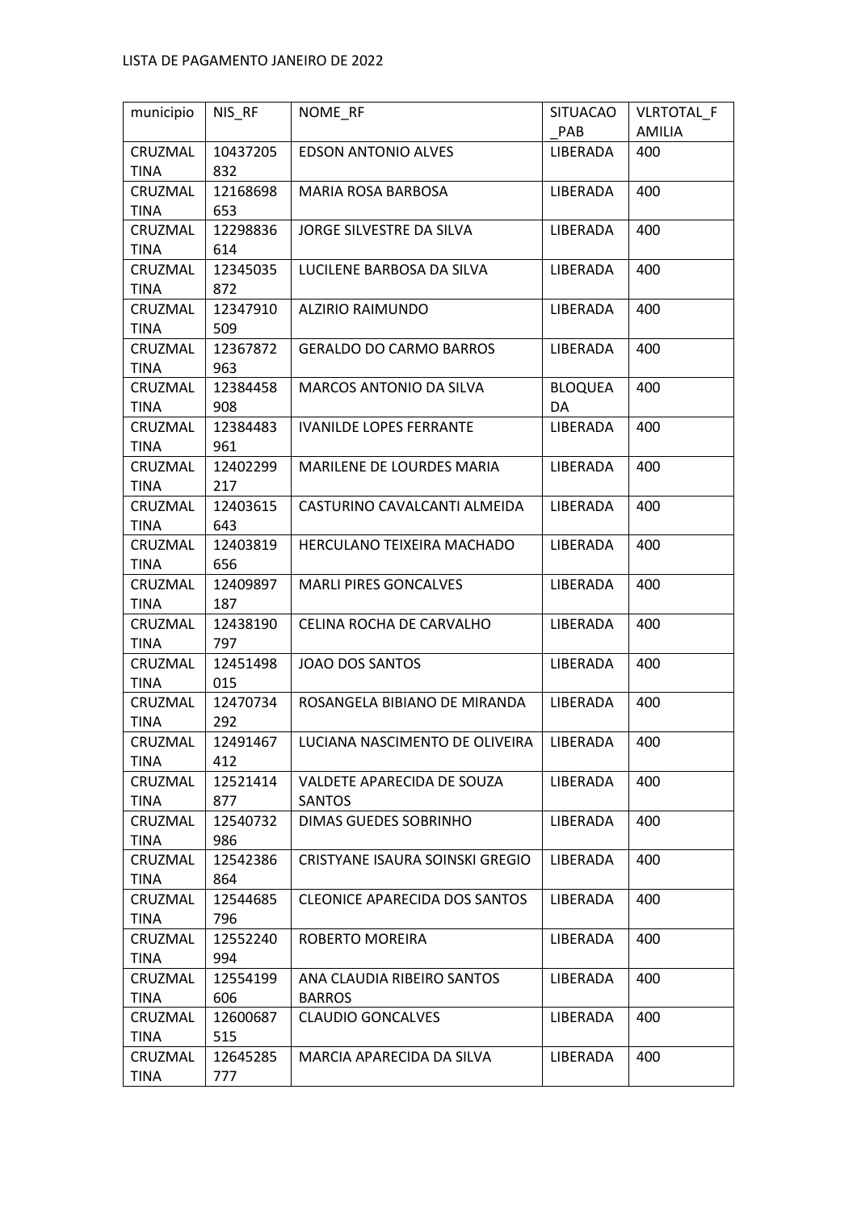LISTA DE PAGAMENTO JANEIRO DE 2022

| municipio | NIS_RF | NOME_RF | SITUACAO_PAB | VLRTOTAL_FAMILIA |
|---|---|---|---|---|
| CRUZMALTINA | 10437205832 | EDSON ANTONIO ALVES | LIBERADA | 400 |
| CRUZMALTINA | 12168698653 | MARIA ROSA BARBOSA | LIBERADA | 400 |
| CRUZMALTINA | 12298836614 | JORGE SILVESTRE DA SILVA | LIBERADA | 400 |
| CRUZMALTINA | 12345035872 | LUCILENE BARBOSA DA SILVA | LIBERADA | 400 |
| CRUZMALTINA | 12347910509 | ALZIRIO RAIMUNDO | LIBERADA | 400 |
| CRUZMALTINA | 12367872963 | GERALDO DO CARMO BARROS | LIBERADA | 400 |
| CRUZMALTINA | 12384458908 | MARCOS ANTONIO DA SILVA | BLOQUEADA | 400 |
| CRUZMALTINA | 12384483961 | IVANILDE LOPES FERRANTE | LIBERADA | 400 |
| CRUZMALTINA | 12402299217 | MARILENE DE LOURDES MARIA | LIBERADA | 400 |
| CRUZMALTINA | 12403615643 | CASTURINO CAVALCANTI ALMEIDA | LIBERADA | 400 |
| CRUZMALTINA | 12403819656 | HERCULANO TEIXEIRA MACHADO | LIBERADA | 400 |
| CRUZMALTINA | 12409897187 | MARLI PIRES GONCALVES | LIBERADA | 400 |
| CRUZMALTINA | 12438190797 | CELINA ROCHA DE CARVALHO | LIBERADA | 400 |
| CRUZMALTINA | 12451498015 | JOAO DOS SANTOS | LIBERADA | 400 |
| CRUZMALTINA | 12470734292 | ROSANGELA BIBIANO DE MIRANDA | LIBERADA | 400 |
| CRUZMALTINA | 12491467412 | LUCIANA NASCIMENTO DE OLIVEIRA | LIBERADA | 400 |
| CRUZMALTINA | 12521414877 | VALDETE APARECIDA DE SOUZA SANTOS | LIBERADA | 400 |
| CRUZMALTINA | 12540732986 | DIMAS GUEDES SOBRINHO | LIBERADA | 400 |
| CRUZMALTINA | 12542386864 | CRISTYANE ISAURA SOINSKI GREGIO | LIBERADA | 400 |
| CRUZMALTINA | 12544685796 | CLEONICE APARECIDA DOS SANTOS | LIBERADA | 400 |
| CRUZMALTINA | 12552240994 | ROBERTO MOREIRA | LIBERADA | 400 |
| CRUZMALTINA | 12554199606 | ANA CLAUDIA RIBEIRO SANTOS BARROS | LIBERADA | 400 |
| CRUZMALTINA | 12600687515 | CLAUDIO GONCALVES | LIBERADA | 400 |
| CRUZMALTINA | 12645285777 | MARCIA APARECIDA DA SILVA | LIBERADA | 400 |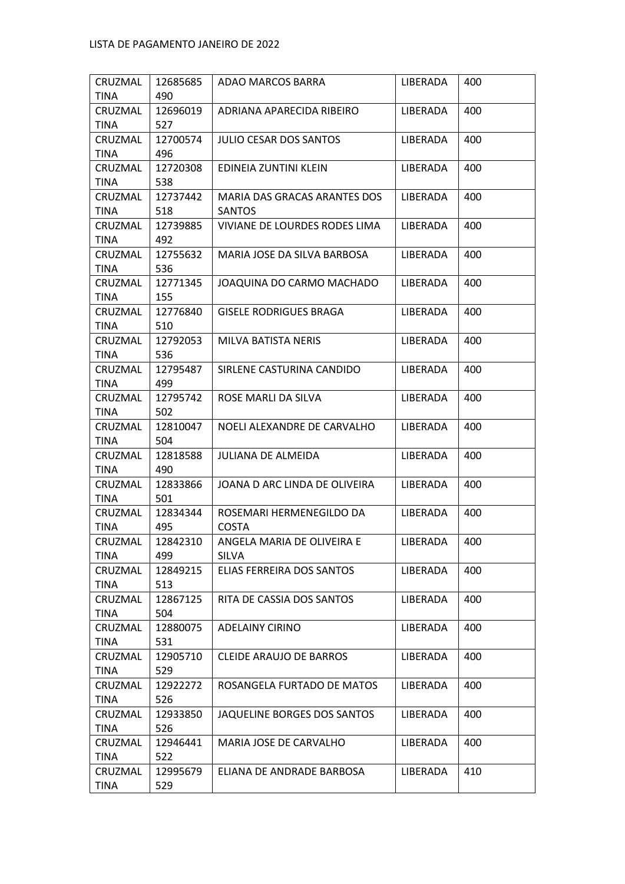| CRUZMALTINA | 12685685490 | ADAO MARCOS BARRA | LIBERADA | 400 |
|---|---|---|---|---|
| CRUZMALTINA | 12696019527 | ADRIANA APARECIDA RIBEIRO | LIBERADA | 400 |
| CRUZMALTINA | 12700574496 | JULIO CESAR DOS SANTOS | LIBERADA | 400 |
| CRUZMALTINA | 12720308538 | EDINEIA ZUNTINI KLEIN | LIBERADA | 400 |
| CRUZMALTINA | 12737442518 | MARIA DAS GRACAS ARANTES DOS SANTOS | LIBERADA | 400 |
| CRUZMALTINA | 12739885492 | VIVIANE DE LOURDES RODES LIMA | LIBERADA | 400 |
| CRUZMALTINA | 12755632536 | MARIA JOSE DA SILVA BARBOSA | LIBERADA | 400 |
| CRUZMALTINA | 12771345155 | JOAQUINA DO CARMO MACHADO | LIBERADA | 400 |
| CRUZMALTINA | 12776840510 | GISELE RODRIGUES BRAGA | LIBERADA | 400 |
| CRUZMALTINA | 12792053536 | MILVA BATISTA NERIS | LIBERADA | 400 |
| CRUZMALTINA | 12795487499 | SIRLENE CASTURINA CANDIDO | LIBERADA | 400 |
| CRUZMALTINA | 12795742502 | ROSE MARLI DA SILVA | LIBERADA | 400 |
| CRUZMALTINA | 12810047504 | NOELI ALEXANDRE DE CARVALHO | LIBERADA | 400 |
| CRUZMALTINA | 12818588490 | JULIANA DE ALMEIDA | LIBERADA | 400 |
| CRUZMALTINA | 12833866501 | JOANA D ARC LINDA DE OLIVEIRA | LIBERADA | 400 |
| CRUZMALTINA | 12834344495 | ROSEMARI HERMENEGILDO DA COSTA | LIBERADA | 400 |
| CRUZMALTINA | 12842310499 | ANGELA MARIA DE OLIVEIRA E SILVA | LIBERADA | 400 |
| CRUZMALTINA | 12849215513 | ELIAS FERREIRA DOS SANTOS | LIBERADA | 400 |
| CRUZMALTINA | 12867125504 | RITA DE CASSIA DOS SANTOS | LIBERADA | 400 |
| CRUZMALTINA | 12880075531 | ADELAINY CIRINO | LIBERADA | 400 |
| CRUZMALTINA | 12905710529 | CLEIDE ARAUJO DE BARROS | LIBERADA | 400 |
| CRUZMALTINA | 12922272526 | ROSANGELA FURTADO DE MATOS | LIBERADA | 400 |
| CRUZMALTINA | 12933850526 | JAQUELINE BORGES DOS SANTOS | LIBERADA | 400 |
| CRUZMALTINA | 12946441522 | MARIA JOSE DE CARVALHO | LIBERADA | 400 |
| CRUZMALTINA | 12995679529 | ELIANA DE ANDRADE BARBOSA | LIBERADA | 410 |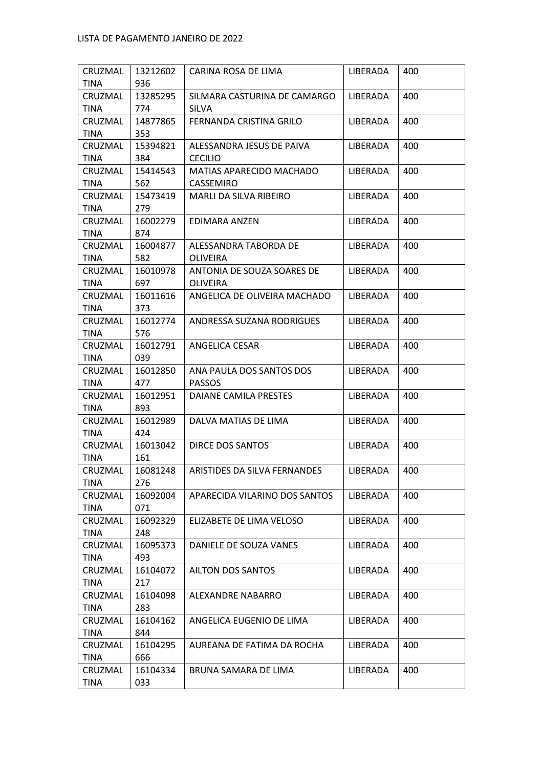LISTA DE PAGAMENTO JANEIRO DE 2022

| | | | | |
|---|---|---|---|---|
| CRUZMALTINA | 13212602936 | CARINA ROSA DE LIMA | LIBERADA | 400 |
| CRUZMALTINA | 13285295774 | SILMARA CASTURINA DE CAMARGO SILVA | LIBERADA | 400 |
| CRUZMALTINA | 14877865353 | FERNANDA CRISTINA GRILO | LIBERADA | 400 |
| CRUZMALTINA | 15394821384 | ALESSANDRA JESUS DE PAIVA CECILIO | LIBERADA | 400 |
| CRUZMALTINA | 15414543562 | MATIAS APARECIDO MACHADO CASSEMIRO | LIBERADA | 400 |
| CRUZMALTINA | 15473419279 | MARLI DA SILVA RIBEIRO | LIBERADA | 400 |
| CRUZMALTINA | 16002279874 | EDIMARA ANZEN | LIBERADA | 400 |
| CRUZMALTINA | 16004877582 | ALESSANDRA TABORDA DE OLIVEIRA | LIBERADA | 400 |
| CRUZMALTINA | 16010978697 | ANTONIA DE SOUZA SOARES DE OLIVEIRA | LIBERADA | 400 |
| CRUZMALTINA | 16011616373 | ANGELICA DE OLIVEIRA MACHADO | LIBERADA | 400 |
| CRUZMALTINA | 16012774576 | ANDRESSA SUZANA RODRIGUES | LIBERADA | 400 |
| CRUZMALTINA | 16012791039 | ANGELICA CESAR | LIBERADA | 400 |
| CRUZMALTINA | 16012850477 | ANA PAULA DOS SANTOS DOS PASSOS | LIBERADA | 400 |
| CRUZMALTINA | 16012951893 | DAIANE CAMILA PRESTES | LIBERADA | 400 |
| CRUZMALTINA | 16012989424 | DALVA MATIAS DE LIMA | LIBERADA | 400 |
| CRUZMALTINA | 16013042161 | DIRCE DOS SANTOS | LIBERADA | 400 |
| CRUZMALTINA | 16081248276 | ARISTIDES DA SILVA FERNANDES | LIBERADA | 400 |
| CRUZMALTINA | 16092004071 | APARECIDA VILARINO DOS SANTOS | LIBERADA | 400 |
| CRUZMALTINA | 16092329248 | ELIZABETE DE LIMA VELOSO | LIBERADA | 400 |
| CRUZMALTINA | 16095373493 | DANIELE DE SOUZA VANES | LIBERADA | 400 |
| CRUZMALTINA | 16104072217 | AILTON DOS SANTOS | LIBERADA | 400 |
| CRUZMALTINA | 16104098283 | ALEXANDRE NABARRO | LIBERADA | 400 |
| CRUZMALTINA | 16104162844 | ANGELICA EUGENIO DE LIMA | LIBERADA | 400 |
| CRUZMALTINA | 16104295666 | AUREANA DE FATIMA DA ROCHA | LIBERADA | 400 |
| CRUZMALTINA | 16104334033 | BRUNA SAMARA DE LIMA | LIBERADA | 400 |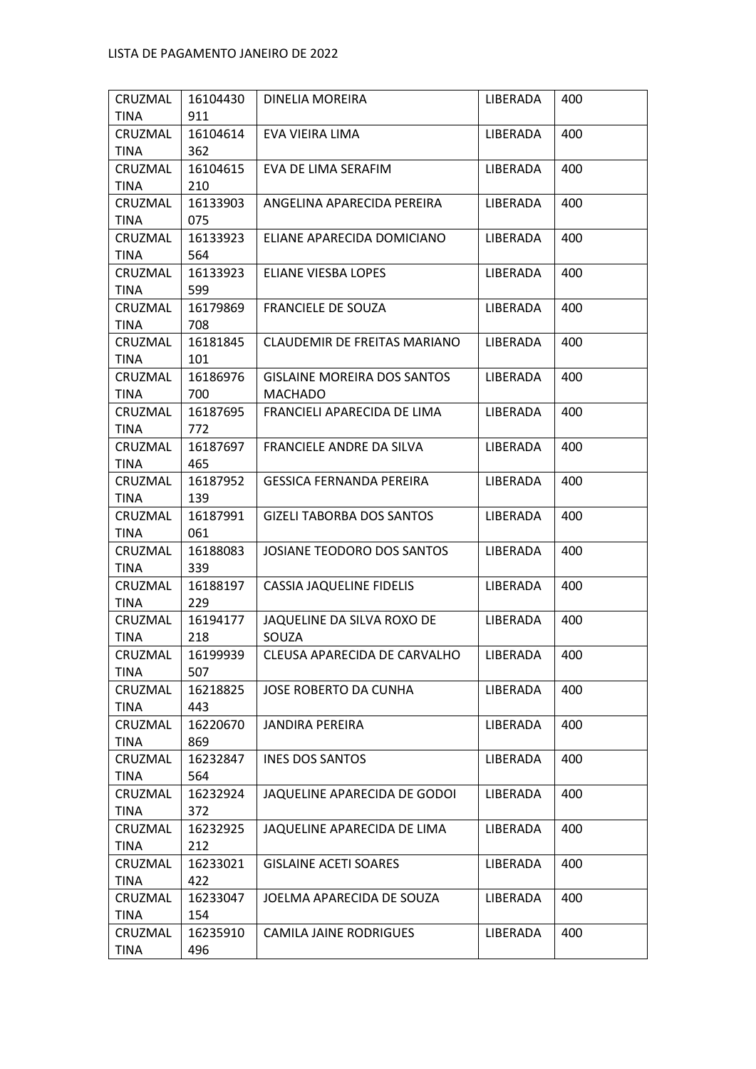| CRUZMALTINA | 16104430911 | DINELIA MOREIRA | LIBERADA | 400 |
|---|---|---|---|---|
| CRUZMALTINA | 16104614362 | EVA VIEIRA LIMA | LIBERADA | 400 |
| CRUZMALTINA | 16104615210 | EVA DE LIMA SERAFIM | LIBERADA | 400 |
| CRUZMALTINA | 16133903075 | ANGELINA APARECIDA PEREIRA | LIBERADA | 400 |
| CRUZMALTINA | 16133923564 | ELIANE APARECIDA DOMICIANO | LIBERADA | 400 |
| CRUZMALTINA | 16133923599 | ELIANE VIESBA LOPES | LIBERADA | 400 |
| CRUZMALTINA | 16179869708 | FRANCIELE DE SOUZA | LIBERADA | 400 |
| CRUZMALTINA | 16181845101 | CLAUDEMIR DE FREITAS MARIANO | LIBERADA | 400 |
| CRUZMALTINA | 16186976700 | GISLAINE MOREIRA DOS SANTOS MACHADO | LIBERADA | 400 |
| CRUZMALTINA | 16187695772 | FRANCIELI APARECIDA DE LIMA | LIBERADA | 400 |
| CRUZMALTINA | 16187697465 | FRANCIELE ANDRE DA SILVA | LIBERADA | 400 |
| CRUZMALTINA | 16187952139 | GESSICA FERNANDA PEREIRA | LIBERADA | 400 |
| CRUZMALTINA | 16187991061 | GIZELI TABORBA DOS SANTOS | LIBERADA | 400 |
| CRUZMALTINA | 16188083339 | JOSIANE TEODORO DOS SANTOS | LIBERADA | 400 |
| CRUZMALTINA | 16188197229 | CASSIA JAQUELINE FIDELIS | LIBERADA | 400 |
| CRUZMALTINA | 16194177218 | JAQUELINE DA SILVA ROXO DE SOUZA | LIBERADA | 400 |
| CRUZMALTINA | 16199939507 | CLEUSA APARECIDA DE CARVALHO | LIBERADA | 400 |
| CRUZMALTINA | 16218825443 | JOSE ROBERTO DA CUNHA | LIBERADA | 400 |
| CRUZMALTINA | 16220670869 | JANDIRA PEREIRA | LIBERADA | 400 |
| CRUZMALTINA | 16232847564 | INES DOS SANTOS | LIBERADA | 400 |
| CRUZMALTINA | 16232924372 | JAQUELINE APARECIDA DE GODOI | LIBERADA | 400 |
| CRUZMALTINA | 16232925212 | JAQUELINE APARECIDA DE LIMA | LIBERADA | 400 |
| CRUZMALTINA | 16233021422 | GISLAINE ACETI SOARES | LIBERADA | 400 |
| CRUZMALTINA | 16233047154 | JOELMA APARECIDA DE SOUZA | LIBERADA | 400 |
| CRUZMALTINA | 16235910496 | CAMILA JAINE RODRIGUES | LIBERADA | 400 |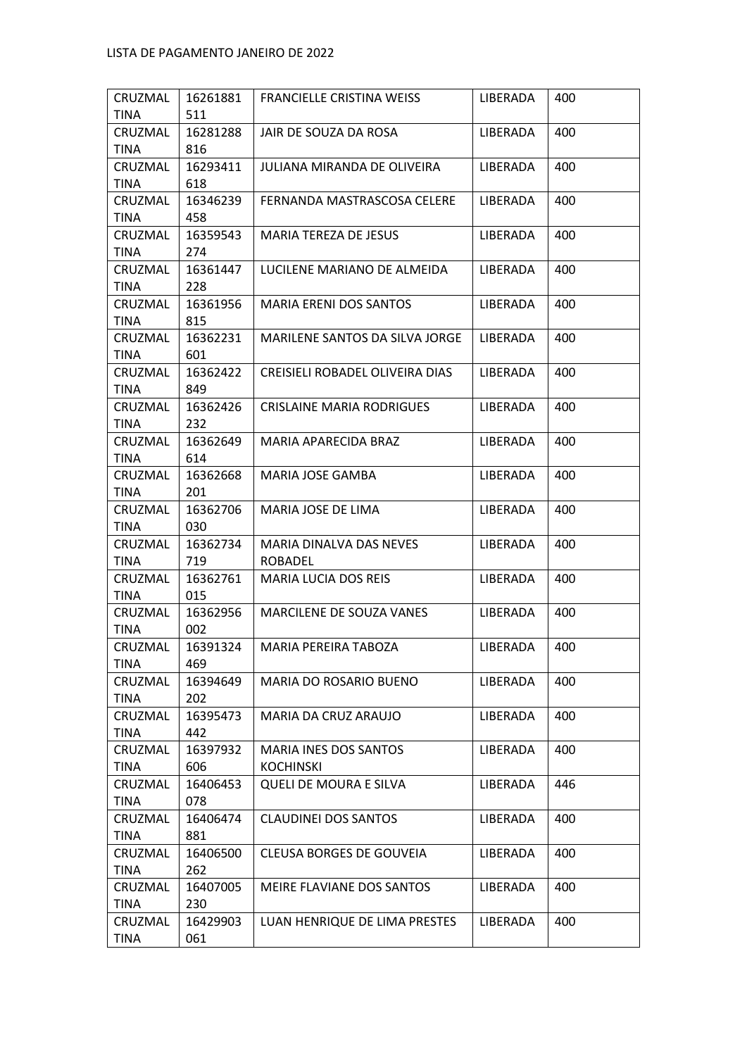LISTA DE PAGAMENTO JANEIRO DE 2022

| | | | | |
|---|---|---|---|---|
| CRUZMALTINA | 16261881511 | FRANCIELLE CRISTINA WEISS | LIBERADA | 400 |
| CRUZMALTINA | 16281288816 | JAIR DE SOUZA DA ROSA | LIBERADA | 400 |
| CRUZMALTINA | 16293411618 | JULIANA MIRANDA DE OLIVEIRA | LIBERADA | 400 |
| CRUZMALTINA | 16346239458 | FERNANDA MASTRASCOSA CELERE | LIBERADA | 400 |
| CRUZMALTINA | 16359543274 | MARIA TEREZA DE JESUS | LIBERADA | 400 |
| CRUZMALTINA | 16361447228 | LUCILENE MARIANO DE ALMEIDA | LIBERADA | 400 |
| CRUZMALTINA | 16361956815 | MARIA ERENI DOS SANTOS | LIBERADA | 400 |
| CRUZMALTINA | 16362231601 | MARILENE SANTOS DA SILVA JORGE | LIBERADA | 400 |
| CRUZMALTINA | 16362422849 | CREISIELI ROBADEL OLIVEIRA DIAS | LIBERADA | 400 |
| CRUZMALTINA | 16362426232 | CRISLAINE MARIA RODRIGUES | LIBERADA | 400 |
| CRUZMALTINA | 16362649614 | MARIA APARECIDA BRAZ | LIBERADA | 400 |
| CRUZMALTINA | 16362668201 | MARIA JOSE GAMBA | LIBERADA | 400 |
| CRUZMALTINA | 16362706030 | MARIA JOSE DE LIMA | LIBERADA | 400 |
| CRUZMALTINA | 16362734719 | MARIA DINALVA DAS NEVES ROBADEL | LIBERADA | 400 |
| CRUZMALTINA | 16362761015 | MARIA LUCIA DOS REIS | LIBERADA | 400 |
| CRUZMALTINA | 16362956002 | MARCILENE DE SOUZA VANES | LIBERADA | 400 |
| CRUZMALTINA | 16391324469 | MARIA PEREIRA TABOZA | LIBERADA | 400 |
| CRUZMALTINA | 16394649202 | MARIA DO ROSARIO BUENO | LIBERADA | 400 |
| CRUZMALTINA | 16395473442 | MARIA DA CRUZ ARAUJO | LIBERADA | 400 |
| CRUZMALTINA | 16397932606 | MARIA INES DOS SANTOS KOCHINSKI | LIBERADA | 400 |
| CRUZMALTINA | 16406453078 | QUELI DE MOURA E SILVA | LIBERADA | 446 |
| CRUZMALTINA | 16406474881 | CLAUDINEI DOS SANTOS | LIBERADA | 400 |
| CRUZMALTINA | 16406500262 | CLEUSA BORGES DE GOUVEIA | LIBERADA | 400 |
| CRUZMALTINA | 16407005230 | MEIRE FLAVIANE DOS SANTOS | LIBERADA | 400 |
| CRUZMALTINA | 16429903061 | LUAN HENRIQUE DE LIMA PRESTES | LIBERADA | 400 |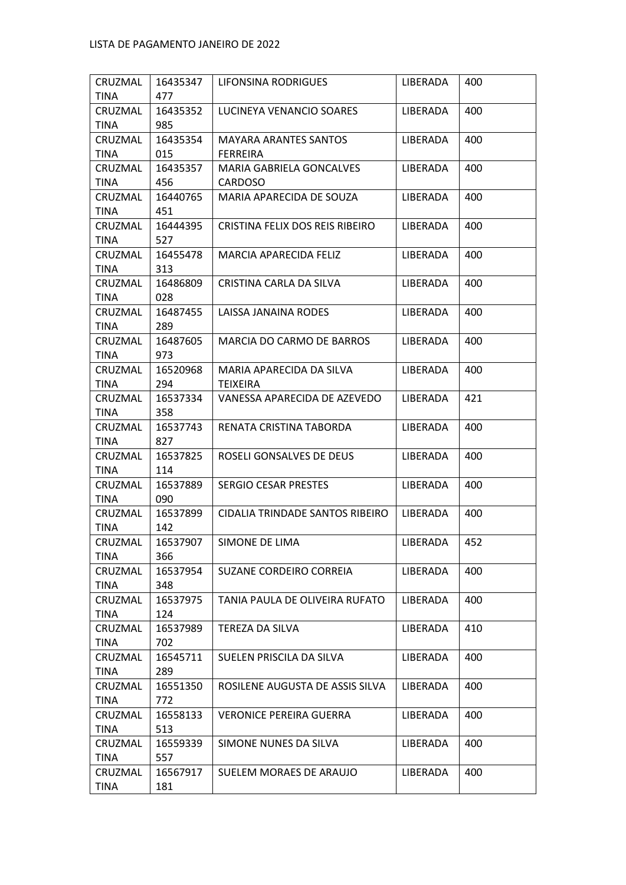LISTA DE PAGAMENTO JANEIRO DE 2022

| | | | | |
|---|---|---|---|---|
| CRUZMALTINA | 16435347477 | LIFONSINA RODRIGUES | LIBERADA | 400 |
| CRUZMALTINA | 16435352985 | LUCINEYA VENANCIO SOARES | LIBERADA | 400 |
| CRUZMALTINA | 16435354015 | MAYARA ARANTES SANTOS FERREIRA | LIBERADA | 400 |
| CRUZMALTINA | 16435357456 | MARIA GABRIELA GONCALVES CARDOSO | LIBERADA | 400 |
| CRUZMALTINA | 16440765451 | MARIA APARECIDA DE SOUZA | LIBERADA | 400 |
| CRUZMALTINA | 16444395527 | CRISTINA FELIX DOS REIS RIBEIRO | LIBERADA | 400 |
| CRUZMALTINA | 16455478313 | MARCIA APARECIDA FELIZ | LIBERADA | 400 |
| CRUZMALTINA | 16486809028 | CRISTINA CARLA DA SILVA | LIBERADA | 400 |
| CRUZMALTINA | 16487455289 | LAISSA JANAINA RODES | LIBERADA | 400 |
| CRUZMALTINA | 16487605973 | MARCIA DO CARMO DE BARROS | LIBERADA | 400 |
| CRUZMALTINA | 16520968294 | MARIA APARECIDA DA SILVA TEIXEIRA | LIBERADA | 400 |
| CRUZMALTINA | 16537334358 | VANESSA APARECIDA DE AZEVEDO | LIBERADA | 421 |
| CRUZMALTINA | 16537743827 | RENATA CRISTINA TABORDA | LIBERADA | 400 |
| CRUZMALTINA | 16537825114 | ROSELI GONSALVES DE DEUS | LIBERADA | 400 |
| CRUZMALTINA | 16537889090 | SERGIO CESAR PRESTES | LIBERADA | 400 |
| CRUZMALTINA | 16537899142 | CIDALIA TRINDADE SANTOS RIBEIRO | LIBERADA | 400 |
| CRUZMALTINA | 16537907366 | SIMONE DE LIMA | LIBERADA | 452 |
| CRUZMALTINA | 16537954348 | SUZANE CORDEIRO CORREIA | LIBERADA | 400 |
| CRUZMALTINA | 16537975124 | TANIA PAULA DE OLIVEIRA RUFATO | LIBERADA | 400 |
| CRUZMALTINA | 16537989702 | TEREZA DA SILVA | LIBERADA | 410 |
| CRUZMALTINA | 16545711289 | SUELEN PRISCILA DA SILVA | LIBERADA | 400 |
| CRUZMALTINA | 16551350772 | ROSILENE AUGUSTA DE ASSIS SILVA | LIBERADA | 400 |
| CRUZMALTINA | 16558133513 | VERONICE PEREIRA GUERRA | LIBERADA | 400 |
| CRUZMALTINA | 16559339557 | SIMONE NUNES DA SILVA | LIBERADA | 400 |
| CRUZMALTINA | 16567917181 | SUELEM MORAES DE ARAUJO | LIBERADA | 400 |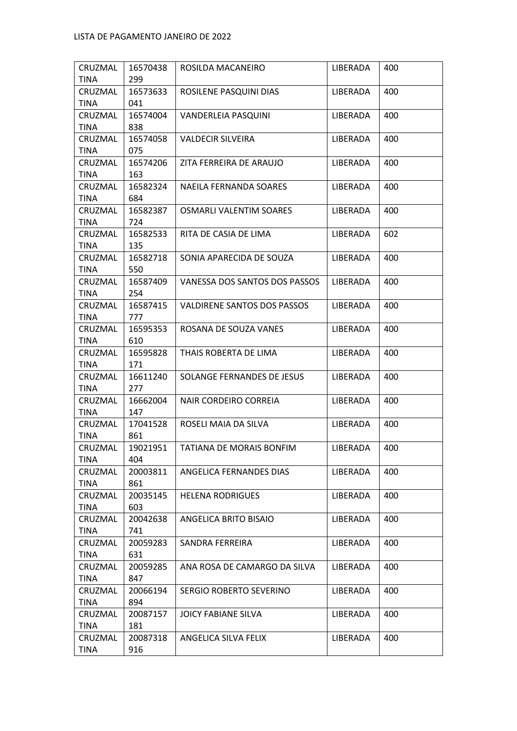| CRUZMALTINA | 16570438299 | ROSILDA MACANEIRO | LIBERADA | 400 |
|---|---|---|---|---|
| CRUZMALTINA | 16573633041 | ROSILENE PASQUINI DIAS | LIBERADA | 400 |
| CRUZMALTINA | 16574004838 | VANDERLEIA PASQUINI | LIBERADA | 400 |
| CRUZMALTINA | 16574058075 | VALDECIR SILVEIRA | LIBERADA | 400 |
| CRUZMALTINA | 16574206163 | ZITA FERREIRA DE ARAUJO | LIBERADA | 400 |
| CRUZMALTINA | 16582324684 | NAEILA FERNANDA SOARES | LIBERADA | 400 |
| CRUZMALTINA | 16582387724 | OSMARLI VALENTIM SOARES | LIBERADA | 400 |
| CRUZMALTINA | 16582533135 | RITA DE CASIA DE LIMA | LIBERADA | 602 |
| CRUZMALTINA | 16582718550 | SONIA APARECIDA DE SOUZA | LIBERADA | 400 |
| CRUZMALTINA | 16587409254 | VANESSA DOS SANTOS DOS PASSOS | LIBERADA | 400 |
| CRUZMALTINA | 16587415777 | VALDIRENE SANTOS DOS PASSOS | LIBERADA | 400 |
| CRUZMALTINA | 16595353610 | ROSANA DE SOUZA VANES | LIBERADA | 400 |
| CRUZMALTINA | 16595828171 | THAIS ROBERTA DE LIMA | LIBERADA | 400 |
| CRUZMALTINA | 16611240277 | SOLANGE FERNANDES DE JESUS | LIBERADA | 400 |
| CRUZMALTINA | 16662004147 | NAIR CORDEIRO CORREIA | LIBERADA | 400 |
| CRUZMALTINA | 17041528861 | ROSELI MAIA DA SILVA | LIBERADA | 400 |
| CRUZMALTINA | 19021951404 | TATIANA DE MORAIS BONFIM | LIBERADA | 400 |
| CRUZMALTINA | 20003811861 | ANGELICA FERNANDES DIAS | LIBERADA | 400 |
| CRUZMALTINA | 20035145603 | HELENA RODRIGUES | LIBERADA | 400 |
| CRUZMALTINA | 20042638741 | ANGELICA BRITO BISAIO | LIBERADA | 400 |
| CRUZMALTINA | 20059283631 | SANDRA FERREIRA | LIBERADA | 400 |
| CRUZMALTINA | 20059285847 | ANA ROSA DE CAMARGO DA SILVA | LIBERADA | 400 |
| CRUZMALTINA | 20066194894 | SERGIO ROBERTO SEVERINO | LIBERADA | 400 |
| CRUZMALTINA | 20087157181 | JOICY FABIANE SILVA | LIBERADA | 400 |
| CRUZMALTINA | 20087318916 | ANGELICA SILVA FELIX | LIBERADA | 400 |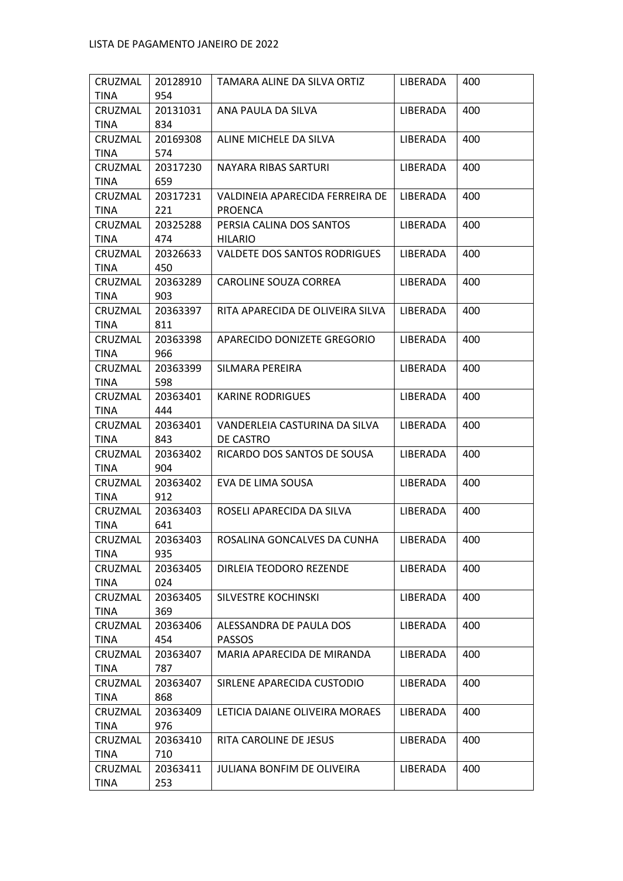LISTA DE PAGAMENTO JANEIRO DE 2022

| | | | | |
|---|---|---|---|---|
| CRUZMALTINA | 20128910954 | TAMARA ALINE DA SILVA ORTIZ | LIBERADA | 400 |
| CRUZMALTINA | 20131031834 | ANA PAULA DA SILVA | LIBERADA | 400 |
| CRUZMALTINA | 20169308574 | ALINE MICHELE DA SILVA | LIBERADA | 400 |
| CRUZMALTINA | 20317230659 | NAYARA RIBAS SARTURI | LIBERADA | 400 |
| CRUZMALTINA | 20317231221 | VALDINEIA APARECIDA FERREIRA DE PROENCA | LIBERADA | 400 |
| CRUZMALTINA | 20325288474 | PERSIA CALINA DOS SANTOS HILARIO | LIBERADA | 400 |
| CRUZMALTINA | 20326633450 | VALDETE DOS SANTOS RODRIGUES | LIBERADA | 400 |
| CRUZMALTINA | 20363289903 | CAROLINE SOUZA CORREA | LIBERADA | 400 |
| CRUZMALTINA | 20363397811 | RITA APARECIDA DE OLIVEIRA SILVA | LIBERADA | 400 |
| CRUZMALTINA | 20363398966 | APARECIDO DONIZETE GREGORIO | LIBERADA | 400 |
| CRUZMALTINA | 20363399598 | SILMARA PEREIRA | LIBERADA | 400 |
| CRUZMALTINA | 20363401444 | KARINE RODRIGUES | LIBERADA | 400 |
| CRUZMALTINA | 20363401843 | VANDERLEIA CASTURINA DA SILVA DE CASTRO | LIBERADA | 400 |
| CRUZMALTINA | 20363402904 | RICARDO DOS SANTOS DE SOUSA | LIBERADA | 400 |
| CRUZMALTINA | 20363402912 | EVA DE LIMA SOUSA | LIBERADA | 400 |
| CRUZMALTINA | 20363403641 | ROSELI APARECIDA DA SILVA | LIBERADA | 400 |
| CRUZMALTINA | 20363403935 | ROSALINA GONCALVES DA CUNHA | LIBERADA | 400 |
| CRUZMALTINA | 20363405024 | DIRLEIA TEODORO REZENDE | LIBERADA | 400 |
| CRUZMALTINA | 20363405369 | SILVESTRE KOCHINSKI | LIBERADA | 400 |
| CRUZMALTINA | 20363406454 | ALESSANDRA DE PAULA DOS PASSOS | LIBERADA | 400 |
| CRUZMALTINA | 20363407787 | MARIA APARECIDA DE MIRANDA | LIBERADA | 400 |
| CRUZMALTINA | 20363407868 | SIRLENE APARECIDA CUSTODIO | LIBERADA | 400 |
| CRUZMALTINA | 20363409976 | LETICIA DAIANE OLIVEIRA MORAES | LIBERADA | 400 |
| CRUZMALTINA | 20363410710 | RITA CAROLINE DE JESUS | LIBERADA | 400 |
| CRUZMALTINA | 20363411253 | JULIANA BONFIM DE OLIVEIRA | LIBERADA | 400 |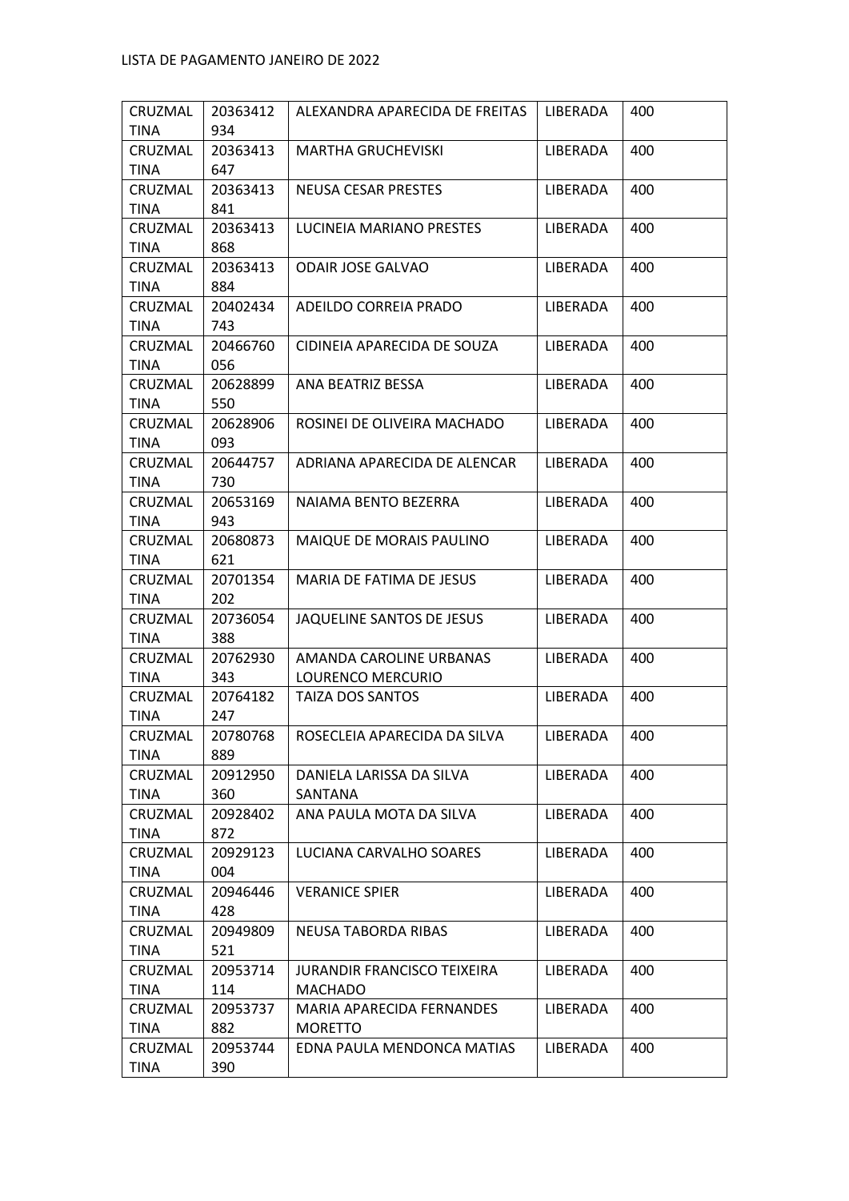| CRUZMALTINA | 20363412934 | ALEXANDRA APARECIDA DE FREITAS | LIBERADA | 400 |
|---|---|---|---|---|
| CRUZMALTINA | 20363413647 | MARTHA GRUCHEVISKI | LIBERADA | 400 |
| CRUZMALTINA | 20363413841 | NEUSA CESAR PRESTES | LIBERADA | 400 |
| CRUZMALTINA | 20363413868 | LUCINEIA MARIANO PRESTES | LIBERADA | 400 |
| CRUZMALTINA | 20363413884 | ODAIR JOSE GALVAO | LIBERADA | 400 |
| CRUZMALTINA | 20402434743 | ADEILDO CORREIA PRADO | LIBERADA | 400 |
| CRUZMALTINA | 20466760056 | CIDINEIA APARECIDA DE SOUZA | LIBERADA | 400 |
| CRUZMALTINA | 20628899550 | ANA BEATRIZ BESSA | LIBERADA | 400 |
| CRUZMALTINA | 20628906093 | ROSINEI DE OLIVEIRA MACHADO | LIBERADA | 400 |
| CRUZMALTINA | 20644757730 | ADRIANA APARECIDA DE ALENCAR | LIBERADA | 400 |
| CRUZMALTINA | 20653169943 | NAIAMA BENTO BEZERRA | LIBERADA | 400 |
| CRUZMALTINA | 20680873621 | MAIQUE DE MORAIS PAULINO | LIBERADA | 400 |
| CRUZMALTINA | 20701354202 | MARIA DE FATIMA DE JESUS | LIBERADA | 400 |
| CRUZMALTINA | 20736054388 | JAQUELINE SANTOS DE JESUS | LIBERADA | 400 |
| CRUZMALTINA | 20762930343 | AMANDA CAROLINE URBANAS LOURENCO MERCURIO | LIBERADA | 400 |
| CRUZMALTINA | 20764182247 | TAIZA DOS SANTOS | LIBERADA | 400 |
| CRUZMALTINA | 20780768889 | ROSECLEIA APARECIDA DA SILVA | LIBERADA | 400 |
| CRUZMALTINA | 20912950360 | DANIELA LARISSA DA SILVA SANTANA | LIBERADA | 400 |
| CRUZMALTINA | 20928402872 | ANA PAULA MOTA DA SILVA | LIBERADA | 400 |
| CRUZMALTINA | 20929123004 | LUCIANA CARVALHO SOARES | LIBERADA | 400 |
| CRUZMALTINA | 20946446428 | VERANICE SPIER | LIBERADA | 400 |
| CRUZMALTINA | 20949809521 | NEUSA TABORDA RIBAS | LIBERADA | 400 |
| CRUZMALTINA | 20953714114 | JURANDIR FRANCISCO TEIXEIRA MACHADO | LIBERADA | 400 |
| CRUZMALTINA | 20953737882 | MARIA APARECIDA FERNANDES MORETTO | LIBERADA | 400 |
| CRUZMALTINA | 20953744390 | EDNA PAULA MENDONCA MATIAS | LIBERADA | 400 |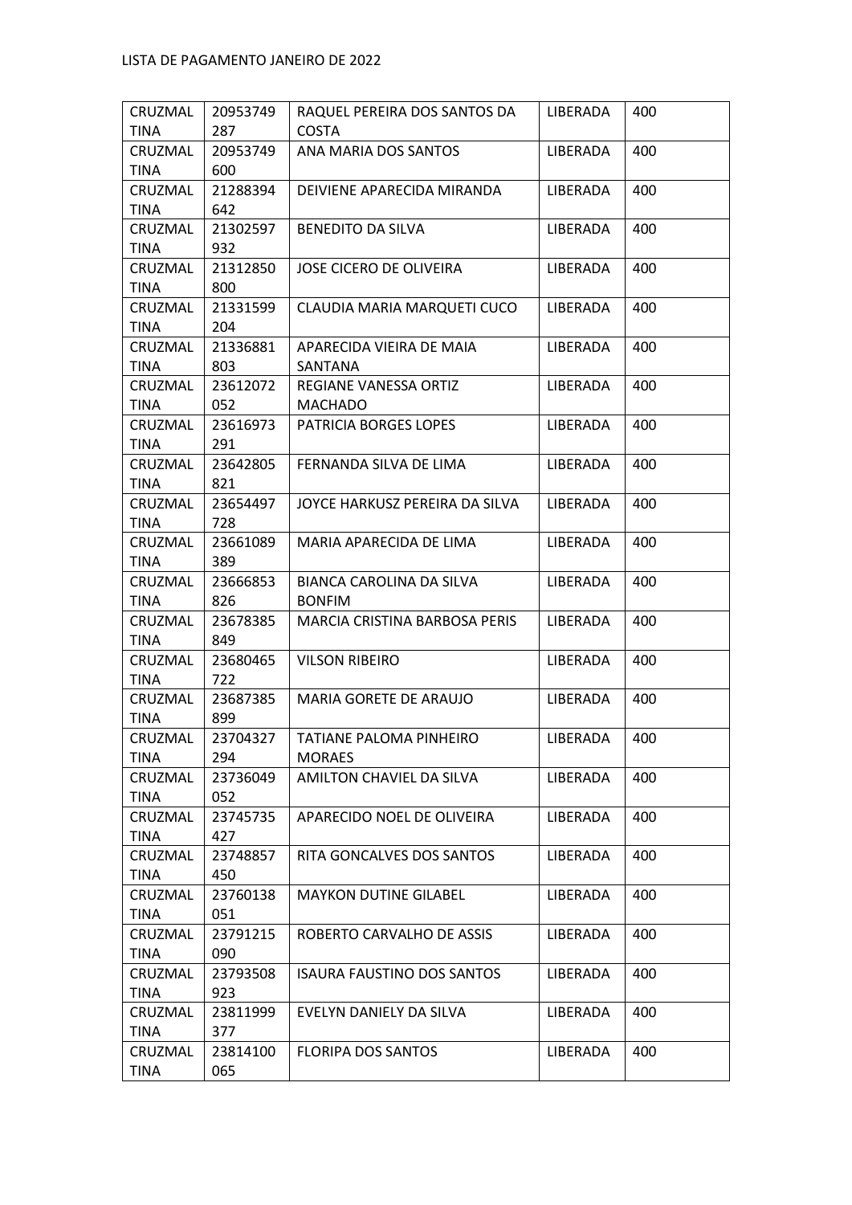| CRUZMALTINA | 20953749287 | RAQUEL PEREIRA DOS SANTOS DA COSTA | LIBERADA | 400 |
| --- | --- | --- | --- | --- |
| CRUZMALTINA | 20953749600 | ANA MARIA DOS SANTOS | LIBERADA | 400 |
| CRUZMALTINA | 21288394642 | DEIVIENE APARECIDA MIRANDA | LIBERADA | 400 |
| CRUZMALTINA | 21302597932 | BENEDITO DA SILVA | LIBERADA | 400 |
| CRUZMALTINA | 21312850800 | JOSE CICERO DE OLIVEIRA | LIBERADA | 400 |
| CRUZMALTINA | 21331599204 | CLAUDIA MARIA MARQUETI CUCO | LIBERADA | 400 |
| CRUZMALTINA | 21336881803 | APARECIDA VIEIRA DE MAIA SANTANA | LIBERADA | 400 |
| CRUZMALTINA | 23612072052 | REGIANE VANESSA ORTIZ MACHADO | LIBERADA | 400 |
| CRUZMALTINA | 23616973291 | PATRICIA BORGES LOPES | LIBERADA | 400 |
| CRUZMALTINA | 23642805821 | FERNANDA SILVA DE LIMA | LIBERADA | 400 |
| CRUZMALTINA | 23654497728 | JOYCE HARKUSZ PEREIRA DA SILVA | LIBERADA | 400 |
| CRUZMALTINA | 23661089389 | MARIA APARECIDA DE LIMA | LIBERADA | 400 |
| CRUZMALTINA | 23666853826 | BIANCA CAROLINA DA SILVA BONFIM | LIBERADA | 400 |
| CRUZMALTINA | 23678385849 | MARCIA CRISTINA BARBOSA PERIS | LIBERADA | 400 |
| CRUZMALTINA | 23680465722 | VILSON RIBEIRO | LIBERADA | 400 |
| CRUZMALTINA | 23687385899 | MARIA GORETE DE ARAUJO | LIBERADA | 400 |
| CRUZMALTINA | 23704327294 | TATIANE PALOMA PINHEIRO MORAES | LIBERADA | 400 |
| CRUZMALTINA | 23736049052 | AMILTON CHAVIEL DA SILVA | LIBERADA | 400 |
| CRUZMALTINA | 23745735427 | APARECIDO NOEL DE OLIVEIRA | LIBERADA | 400 |
| CRUZMALTINA | 23748857450 | RITA GONCALVES DOS SANTOS | LIBERADA | 400 |
| CRUZMALTINA | 23760138051 | MAYKON DUTINE GILABEL | LIBERADA | 400 |
| CRUZMALTINA | 23791215090 | ROBERTO CARVALHO DE ASSIS | LIBERADA | 400 |
| CRUZMALTINA | 23793508923 | ISAURA FAUSTINO DOS SANTOS | LIBERADA | 400 |
| CRUZMALTINA | 23811999377 | EVELYN DANIELY DA SILVA | LIBERADA | 400 |
| CRUZMALTINA | 23814100065 | FLORIPA DOS SANTOS | LIBERADA | 400 |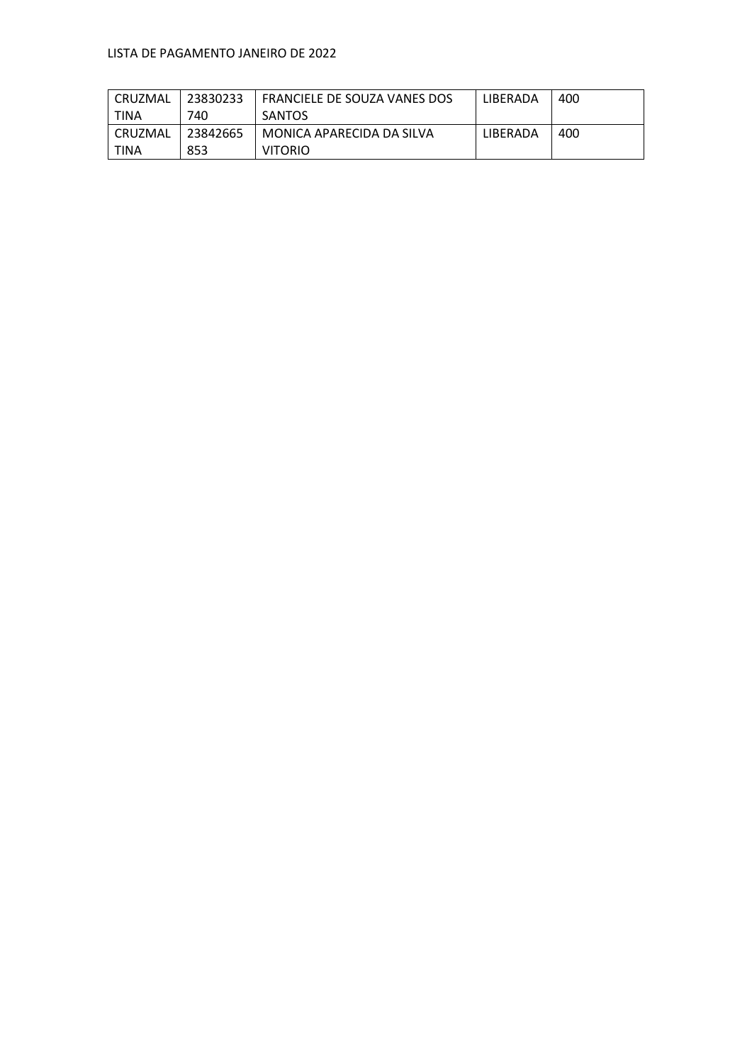| | | | | |
|---|---|---|---|---|
| CRUZMALTINA | 23830233740 | FRANCIELE DE SOUZA VANES DOS SANTOS | LIBERADA | 400 |
| CRUZMALTINA | 23842665853 | MONICA APARECIDA DA SILVA VITORIO | LIBERADA | 400 |